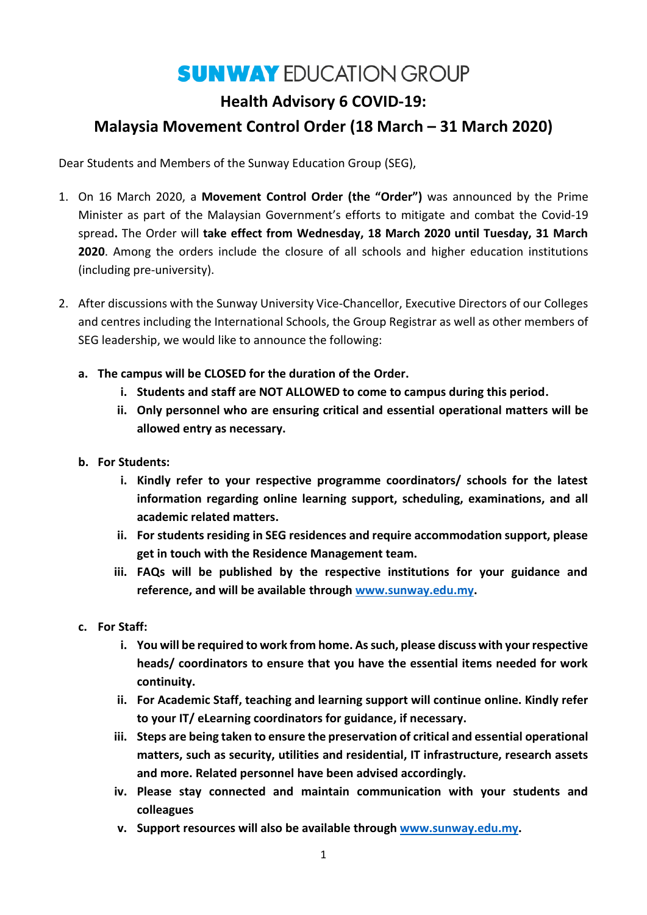# SUNWAY EDUCATION GROUP

## Health Advisory 6 COVID-19:

## Malaysia Movement Control Order (18 March – 31 March 2020)

Dear Students and Members of the Sunway Education Group (SEG),

1. On 16 March 2020, a **Movement Control Order (the "Order")** was announced by the Prime Minister as part of the Malaysian Government's efforts to mitigate and combat the Covid-19 spread**.** The Order will **take effect from Wednesday, 18 March 2020 until Tuesday, 31 March 2020**. Among the orders include the closure of all schools and higher education institutions (including pre-university).

2. After discussions with the Sunway University Vice-Chancellor, Executive Directors of our Colleges and centres including the International Schools, the Group Registrar as well as other members of SEG leadership, we would like to announce the following:

   **a. The campus will be CLOSED for the duration of the Order.**

      **i. Students and staff are NOT ALLOWED to come to campus during this period.**

      **ii. Only personnel who are ensuring critical and essential operational matters will be allowed entry as necessary.**

   **b. For Students:**

      **i. Kindly refer to your respective programme coordinators/ schools for the latest information regarding online learning support, scheduling, examinations, and all academic related matters.**

      **ii. For students residing in SEG residences and require accommodation support, please get in touch with the Residence Management team.**

      **iii. FAQs will be published by the respective institutions for your guidance and reference, and will be available through www.sunway.edu.my.**

   **c. For Staff:**

      **i. You will be required to work from home. As such, please discuss with your respective heads/ coordinators to ensure that you have the essential items needed for work continuity.**

      **ii. For Academic Staff, teaching and learning support will continue online. Kindly refer to your IT/ eLearning coordinators for guidance, if necessary.**

      **iii. Steps are being taken to ensure the preservation of critical and essential operational matters, such as security, utilities and residential, IT infrastructure, research assets and more. Related personnel have been advised accordingly.**

      **iv. Please stay connected and maintain communication with your students and colleagues**

      **v. Support resources will also be available through www.sunway.edu.my.**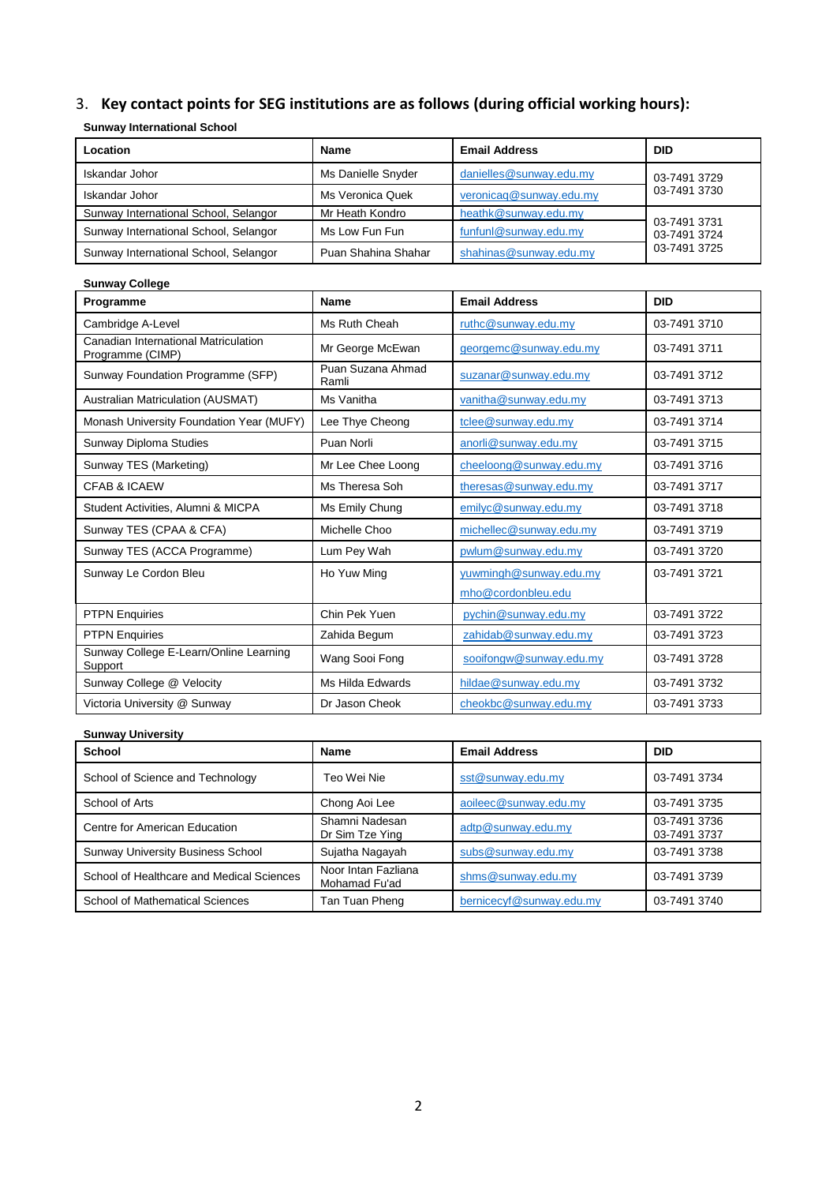## 3. Key contact points for SEG institutions are as follows (during official working hours):

**Sunway International School**

| Location | Name | Email Address | DID |
| --- | --- | --- | --- |
| Iskandar Johor | Ms Danielle Snyder | danielles@sunway.edu.my | 03-7491 3729<br>03-7491 3730 |
| Iskandar Johor | Ms Veronica Quek | veronicaq@sunway.edu.my | |
| Sunway International School, Selangor | Mr Heath Kondro | heathk@sunway.edu.my | 03-7491 3731<br>03-7491 3724<br>03-7491 3725 |
| Sunway International School, Selangor | Ms Low Fun Fun | funfunl@sunway.edu.my | |
| Sunway International School, Selangor | Puan Shahina Shahar | shahinas@sunway.edu.my | |

**Sunway College**

| Programme | Name | Email Address | DID |
| --- | --- | --- | --- |
| Cambridge A-Level | Ms Ruth Cheah | ruthc@sunway.edu.my | 03-7491 3710 |
| Canadian International Matriculation Programme (CIMP) | Mr George McEwan | georgemc@sunway.edu.my | 03-7491 3711 |
| Sunway Foundation Programme (SFP) | Puan Suzana Ahmad Ramli | suzanar@sunway.edu.my | 03-7491 3712 |
| Australian Matriculation (AUSMAT) | Ms Vanitha | vanitha@sunway.edu.my | 03-7491 3713 |
| Monash University Foundation Year (MUFY) | Lee Thye Cheong | tclee@sunway.edu.my | 03-7491 3714 |
| Sunway Diploma Studies | Puan Norli | anorli@sunway.edu.my | 03-7491 3715 |
| Sunway TES (Marketing) | Mr Lee Chee Loong | cheeloong@sunway.edu.my | 03-7491 3716 |
| CFAB & ICAEW | Ms Theresa Soh | theresas@sunway.edu.my | 03-7491 3717 |
| Student Activities, Alumni & MICPA | Ms Emily Chung | emilyc@sunway.edu.my | 03-7491 3718 |
| Sunway TES (CPAA & CFA) | Michelle Choo | michellec@sunway.edu.my | 03-7491 3719 |
| Sunway TES (ACCA Programme) | Lum Pey Wah | pwlum@sunway.edu.my | 03-7491 3720 |
| Sunway Le Cordon Bleu | Ho Yuw Ming | yuwmingh@sunway.edu.my<br>mho@cordonbleu.edu | 03-7491 3721 |
| PTPN Enquiries | Chin Pek Yuen | pychin@sunway.edu.my | 03-7491 3722 |
| PTPN Enquiries | Zahida Begum | zahidab@sunway.edu.my | 03-7491 3723 |
| Sunway College E-Learn/Online Learning Support | Wang Sooi Fong | sooifongw@sunway.edu.my | 03-7491 3728 |
| Sunway College @ Velocity | Ms Hilda Edwards | hildae@sunway.edu.my | 03-7491 3732 |
| Victoria University @ Sunway | Dr Jason Cheok | cheokbc@sunway.edu.my | 03-7491 3733 |

**Sunway University**

| School | Name | Email Address | DID |
| --- | --- | --- | --- |
| School of Science and Technology | Teo Wei Nie | sst@sunway.edu.my | 03-7491 3734 |
| School of Arts | Chong Aoi Lee | aoileec@sunway.edu.my | 03-7491 3735 |
| Centre for American Education | Shamni Nadesan<br>Dr Sim Tze Ying | adtp@sunway.edu.my | 03-7491 3736<br>03-7491 3737 |
| Sunway University Business School | Sujatha Nagayah | subs@sunway.edu.my | 03-7491 3738 |
| School of Healthcare and Medical Sciences | Noor Intan Fazliana Mohamad Fu'ad | shms@sunway.edu.my | 03-7491 3739 |
| School of Mathematical Sciences | Tan Tuan Pheng | bernicecyf@sunway.edu.my | 03-7491 3740 |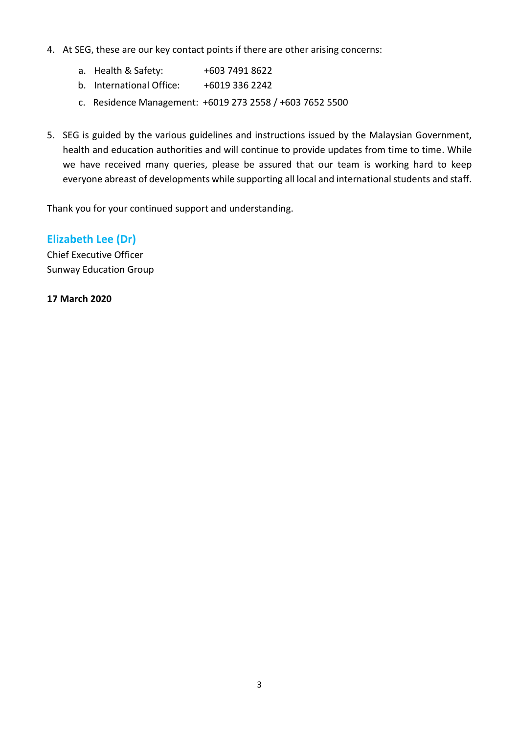4. At SEG, these are our key contact points if there are other arising concerns:

   a. Health & Safety: +603 7491 8622
   b. International Office: +6019 336 2242
   c. Residence Management: +6019 273 2558 / +603 7652 5500

5. SEG is guided by the various guidelines and instructions issued by the Malaysian Government, health and education authorities and will continue to provide updates from time to time. While we have received many queries, please be assured that our team is working hard to keep everyone abreast of developments while supporting all local and international students and staff.

Thank you for your continued support and understanding.

**Elizabeth Lee (Dr)**
Chief Executive Officer
Sunway Education Group

**17 March 2020**